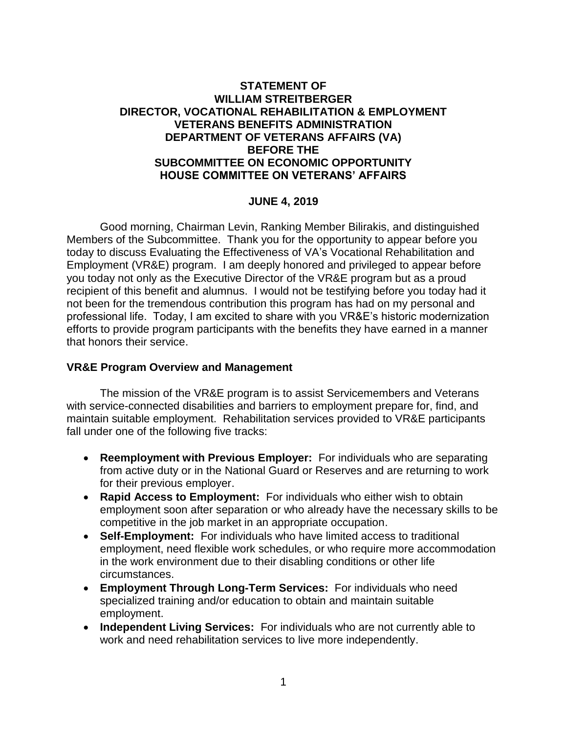**STATEMENT OF**
**WILLIAM STREITBERGER**
**DIRECTOR, VOCATIONAL REHABILITATION & EMPLOYMENT**
**VETERANS BENEFITS ADMINISTRATION**
**DEPARTMENT OF VETERANS AFFAIRS (VA)**
**BEFORE THE**
**SUBCOMMITTEE ON ECONOMIC OPPORTUNITY**
**HOUSE COMMITTEE ON VETERANS' AFFAIRS**

**JUNE 4, 2019**

Good morning, Chairman Levin, Ranking Member Bilirakis, and distinguished Members of the Subcommittee. Thank you for the opportunity to appear before you today to discuss Evaluating the Effectiveness of VA's Vocational Rehabilitation and Employment (VR&E) program. I am deeply honored and privileged to appear before you today not only as the Executive Director of the VR&E program but as a proud recipient of this benefit and alumnus. I would not be testifying before you today had it not been for the tremendous contribution this program has had on my personal and professional life. Today, I am excited to share with you VR&E's historic modernization efforts to provide program participants with the benefits they have earned in a manner that honors their service.

**VR&E Program Overview and Management**

The mission of the VR&E program is to assist Servicemembers and Veterans with service-connected disabilities and barriers to employment prepare for, find, and maintain suitable employment. Rehabilitation services provided to VR&E participants fall under one of the following five tracks:

- **Reemployment with Previous Employer:** For individuals who are separating from active duty or in the National Guard or Reserves and are returning to work for their previous employer.
- **Rapid Access to Employment:** For individuals who either wish to obtain employment soon after separation or who already have the necessary skills to be competitive in the job market in an appropriate occupation.
- **Self-Employment:** For individuals who have limited access to traditional employment, need flexible work schedules, or who require more accommodation in the work environment due to their disabling conditions or other life circumstances.
- **Employment Through Long-Term Services:** For individuals who need specialized training and/or education to obtain and maintain suitable employment.
- **Independent Living Services:** For individuals who are not currently able to work and need rehabilitation services to live more independently.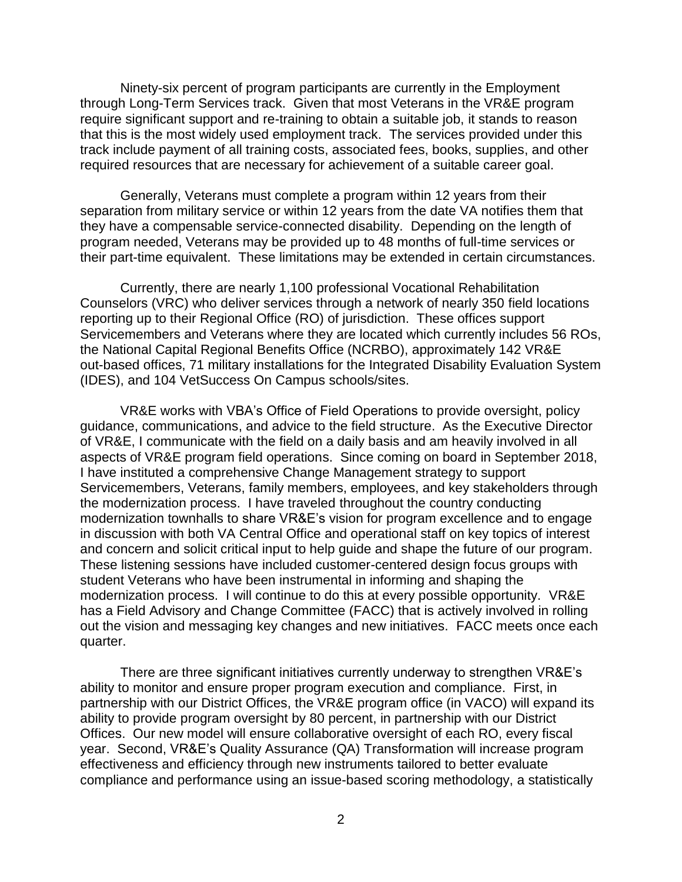Ninety-six percent of program participants are currently in the Employment through Long-Term Services track. Given that most Veterans in the VR&E program require significant support and re-training to obtain a suitable job, it stands to reason that this is the most widely used employment track. The services provided under this track include payment of all training costs, associated fees, books, supplies, and other required resources that are necessary for achievement of a suitable career goal.

Generally, Veterans must complete a program within 12 years from their separation from military service or within 12 years from the date VA notifies them that they have a compensable service-connected disability. Depending on the length of program needed, Veterans may be provided up to 48 months of full-time services or their part-time equivalent. These limitations may be extended in certain circumstances.

Currently, there are nearly 1,100 professional Vocational Rehabilitation Counselors (VRC) who deliver services through a network of nearly 350 field locations reporting up to their Regional Office (RO) of jurisdiction. These offices support Servicemembers and Veterans where they are located which currently includes 56 ROs, the National Capital Regional Benefits Office (NCRBO), approximately 142 VR&E out-based offices, 71 military installations for the Integrated Disability Evaluation System (IDES), and 104 VetSuccess On Campus schools/sites.

VR&E works with VBA's Office of Field Operations to provide oversight, policy guidance, communications, and advice to the field structure. As the Executive Director of VR&E, I communicate with the field on a daily basis and am heavily involved in all aspects of VR&E program field operations. Since coming on board in September 2018, I have instituted a comprehensive Change Management strategy to support Servicemembers, Veterans, family members, employees, and key stakeholders through the modernization process. I have traveled throughout the country conducting modernization townhalls to share VR&E's vision for program excellence and to engage in discussion with both VA Central Office and operational staff on key topics of interest and concern and solicit critical input to help guide and shape the future of our program. These listening sessions have included customer-centered design focus groups with student Veterans who have been instrumental in informing and shaping the modernization process. I will continue to do this at every possible opportunity. VR&E has a Field Advisory and Change Committee (FACC) that is actively involved in rolling out the vision and messaging key changes and new initiatives. FACC meets once each quarter.

There are three significant initiatives currently underway to strengthen VR&E's ability to monitor and ensure proper program execution and compliance. First, in partnership with our District Offices, the VR&E program office (in VACO) will expand its ability to provide program oversight by 80 percent, in partnership with our District Offices. Our new model will ensure collaborative oversight of each RO, every fiscal year. Second, VR&E's Quality Assurance (QA) Transformation will increase program effectiveness and efficiency through new instruments tailored to better evaluate compliance and performance using an issue-based scoring methodology, a statistically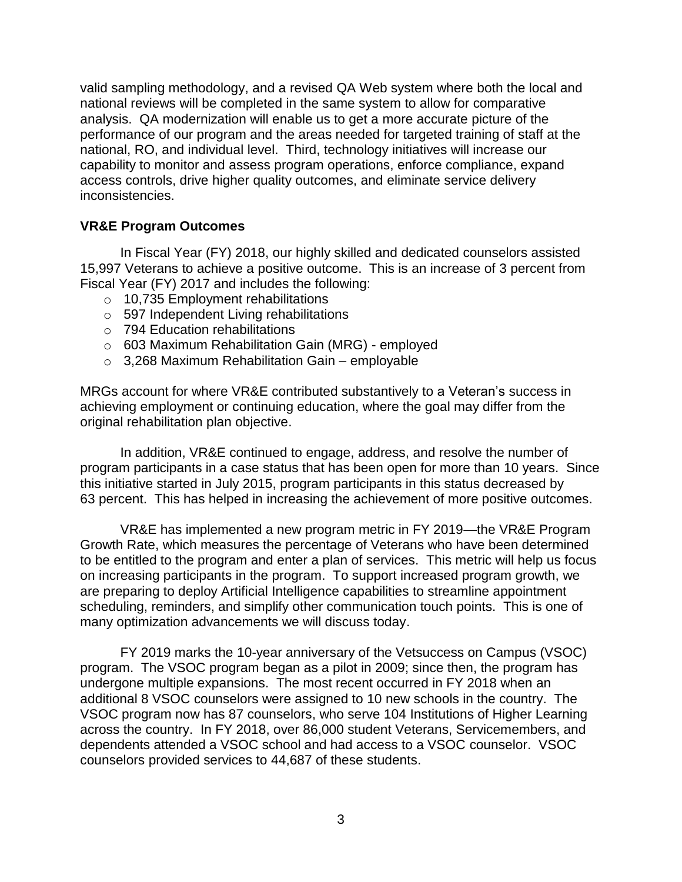valid sampling methodology, and a revised QA Web system where both the local and national reviews will be completed in the same system to allow for comparative analysis. QA modernization will enable us to get a more accurate picture of the performance of our program and the areas needed for targeted training of staff at the national, RO, and individual level. Third, technology initiatives will increase our capability to monitor and assess program operations, enforce compliance, expand access controls, drive higher quality outcomes, and eliminate service delivery inconsistencies.

**VR&E Program Outcomes**

In Fiscal Year (FY) 2018, our highly skilled and dedicated counselors assisted 15,997 Veterans to achieve a positive outcome. This is an increase of 3 percent from Fiscal Year (FY) 2017 and includes the following:

- 10,735 Employment rehabilitations
- 597 Independent Living rehabilitations
- 794 Education rehabilitations
- 603 Maximum Rehabilitation Gain (MRG) - employed
- 3,268 Maximum Rehabilitation Gain – employable

MRGs account for where VR&E contributed substantively to a Veteran's success in achieving employment or continuing education, where the goal may differ from the original rehabilitation plan objective.

In addition, VR&E continued to engage, address, and resolve the number of program participants in a case status that has been open for more than 10 years. Since this initiative started in July 2015, program participants in this status decreased by 63 percent. This has helped in increasing the achievement of more positive outcomes.

VR&E has implemented a new program metric in FY 2019—the VR&E Program Growth Rate, which measures the percentage of Veterans who have been determined to be entitled to the program and enter a plan of services. This metric will help us focus on increasing participants in the program. To support increased program growth, we are preparing to deploy Artificial Intelligence capabilities to streamline appointment scheduling, reminders, and simplify other communication touch points. This is one of many optimization advancements we will discuss today.

FY 2019 marks the 10-year anniversary of the Vetsuccess on Campus (VSOC) program. The VSOC program began as a pilot in 2009; since then, the program has undergone multiple expansions. The most recent occurred in FY 2018 when an additional 8 VSOC counselors were assigned to 10 new schools in the country. The VSOC program now has 87 counselors, who serve 104 Institutions of Higher Learning across the country. In FY 2018, over 86,000 student Veterans, Servicemembers, and dependents attended a VSOC school and had access to a VSOC counselor. VSOC counselors provided services to 44,687 of these students.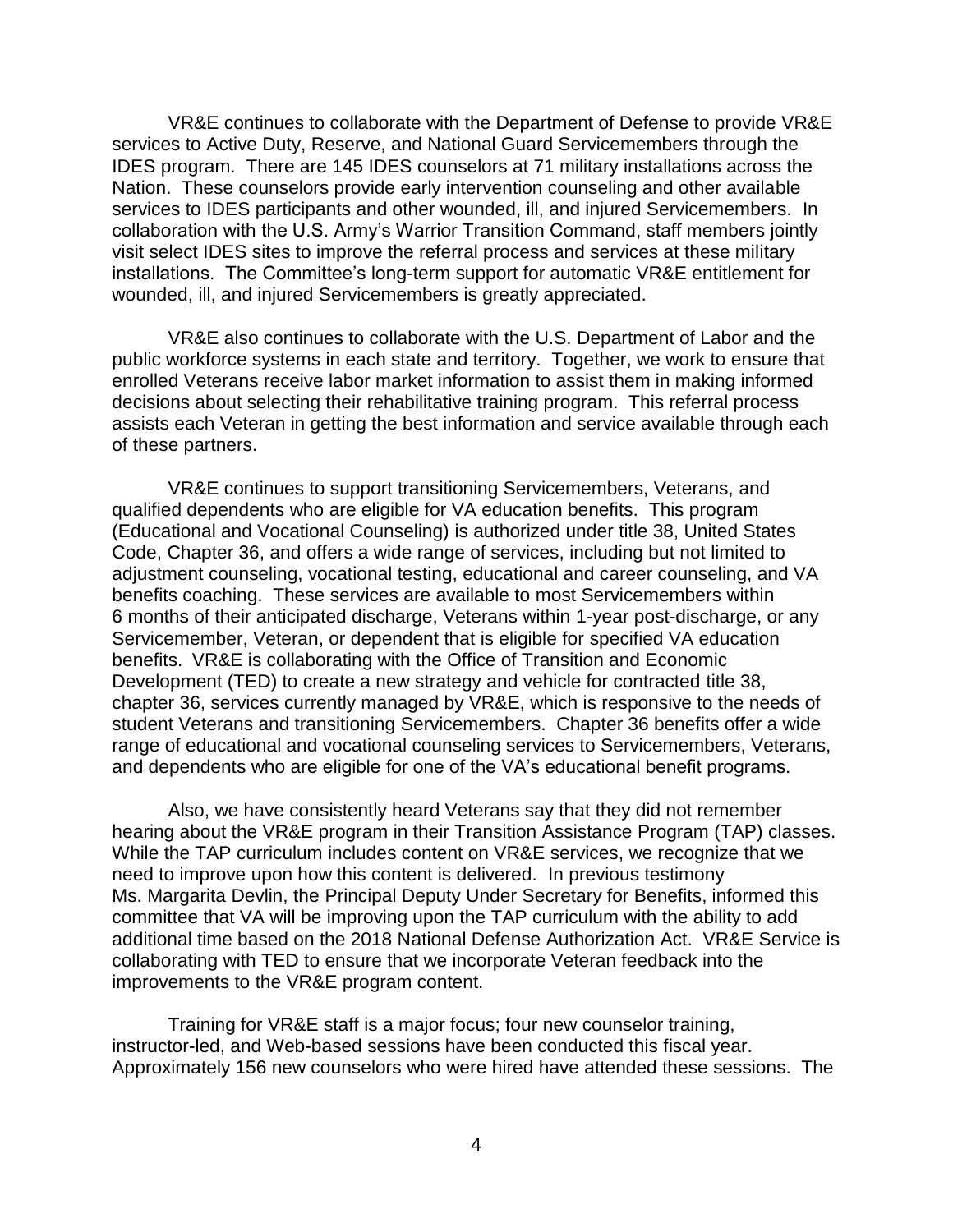VR&E continues to collaborate with the Department of Defense to provide VR&E services to Active Duty, Reserve, and National Guard Servicemembers through the IDES program. There are 145 IDES counselors at 71 military installations across the Nation. These counselors provide early intervention counseling and other available services to IDES participants and other wounded, ill, and injured Servicemembers. In collaboration with the U.S. Army's Warrior Transition Command, staff members jointly visit select IDES sites to improve the referral process and services at these military installations. The Committee's long-term support for automatic VR&E entitlement for wounded, ill, and injured Servicemembers is greatly appreciated.

VR&E also continues to collaborate with the U.S. Department of Labor and the public workforce systems in each state and territory. Together, we work to ensure that enrolled Veterans receive labor market information to assist them in making informed decisions about selecting their rehabilitative training program. This referral process assists each Veteran in getting the best information and service available through each of these partners.

VR&E continues to support transitioning Servicemembers, Veterans, and qualified dependents who are eligible for VA education benefits. This program (Educational and Vocational Counseling) is authorized under title 38, United States Code, Chapter 36, and offers a wide range of services, including but not limited to adjustment counseling, vocational testing, educational and career counseling, and VA benefits coaching. These services are available to most Servicemembers within 6 months of their anticipated discharge, Veterans within 1-year post-discharge, or any Servicemember, Veteran, or dependent that is eligible for specified VA education benefits. VR&E is collaborating with the Office of Transition and Economic Development (TED) to create a new strategy and vehicle for contracted title 38, chapter 36, services currently managed by VR&E, which is responsive to the needs of student Veterans and transitioning Servicemembers. Chapter 36 benefits offer a wide range of educational and vocational counseling services to Servicemembers, Veterans, and dependents who are eligible for one of the VA's educational benefit programs.

Also, we have consistently heard Veterans say that they did not remember hearing about the VR&E program in their Transition Assistance Program (TAP) classes. While the TAP curriculum includes content on VR&E services, we recognize that we need to improve upon how this content is delivered. In previous testimony Ms. Margarita Devlin, the Principal Deputy Under Secretary for Benefits, informed this committee that VA will be improving upon the TAP curriculum with the ability to add additional time based on the 2018 National Defense Authorization Act. VR&E Service is collaborating with TED to ensure that we incorporate Veteran feedback into the improvements to the VR&E program content.

Training for VR&E staff is a major focus; four new counselor training, instructor-led, and Web-based sessions have been conducted this fiscal year. Approximately 156 new counselors who were hired have attended these sessions. The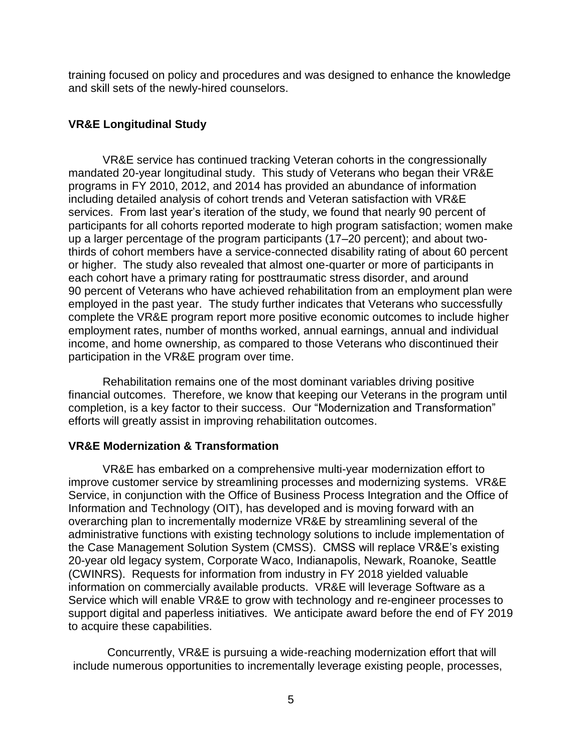training focused on policy and procedures and was designed to enhance the knowledge and skill sets of the newly-hired counselors.

**VR&E Longitudinal Study**

VR&E service has continued tracking Veteran cohorts in the congressionally mandated 20-year longitudinal study. This study of Veterans who began their VR&E programs in FY 2010, 2012, and 2014 has provided an abundance of information including detailed analysis of cohort trends and Veteran satisfaction with VR&E services. From last year's iteration of the study, we found that nearly 90 percent of participants for all cohorts reported moderate to high program satisfaction; women make up a larger percentage of the program participants (17–20 percent); and about two-thirds of cohort members have a service-connected disability rating of about 60 percent or higher. The study also revealed that almost one-quarter or more of participants in each cohort have a primary rating for posttraumatic stress disorder, and around 90 percent of Veterans who have achieved rehabilitation from an employment plan were employed in the past year. The study further indicates that Veterans who successfully complete the VR&E program report more positive economic outcomes to include higher employment rates, number of months worked, annual earnings, annual and individual income, and home ownership, as compared to those Veterans who discontinued their participation in the VR&E program over time.

Rehabilitation remains one of the most dominant variables driving positive financial outcomes. Therefore, we know that keeping our Veterans in the program until completion, is a key factor to their success. Our "Modernization and Transformation" efforts will greatly assist in improving rehabilitation outcomes.

**VR&E Modernization & Transformation**

VR&E has embarked on a comprehensive multi-year modernization effort to improve customer service by streamlining processes and modernizing systems. VR&E Service, in conjunction with the Office of Business Process Integration and the Office of Information and Technology (OIT), has developed and is moving forward with an overarching plan to incrementally modernize VR&E by streamlining several of the administrative functions with existing technology solutions to include implementation of the Case Management Solution System (CMSS). CMSS will replace VR&E's existing 20-year old legacy system, Corporate Waco, Indianapolis, Newark, Roanoke, Seattle (CWINRS). Requests for information from industry in FY 2018 yielded valuable information on commercially available products. VR&E will leverage Software as a Service which will enable VR&E to grow with technology and re-engineer processes to support digital and paperless initiatives. We anticipate award before the end of FY 2019 to acquire these capabilities.

Concurrently, VR&E is pursuing a wide-reaching modernization effort that will include numerous opportunities to incrementally leverage existing people, processes,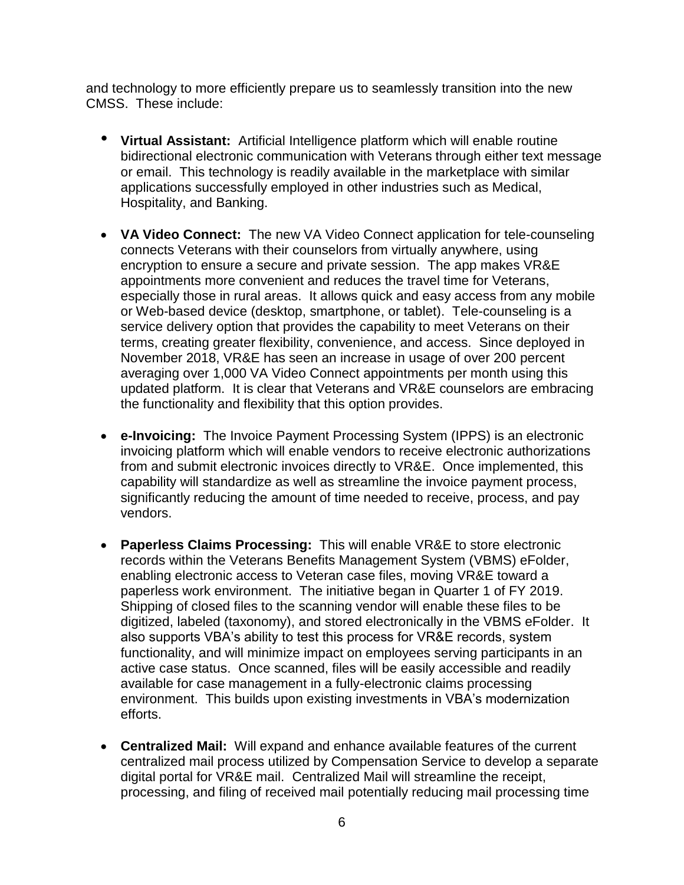and technology to more efficiently prepare us to seamlessly transition into the new CMSS. These include:

- **Virtual Assistant:** Artificial Intelligence platform which will enable routine bidirectional electronic communication with Veterans through either text message or email. This technology is readily available in the marketplace with similar applications successfully employed in other industries such as Medical, Hospitality, and Banking.

- **VA Video Connect:** The new VA Video Connect application for tele-counseling connects Veterans with their counselors from virtually anywhere, using encryption to ensure a secure and private session. The app makes VR&E appointments more convenient and reduces the travel time for Veterans, especially those in rural areas. It allows quick and easy access from any mobile or Web-based device (desktop, smartphone, or tablet). Tele-counseling is a service delivery option that provides the capability to meet Veterans on their terms, creating greater flexibility, convenience, and access. Since deployed in November 2018, VR&E has seen an increase in usage of over 200 percent averaging over 1,000 VA Video Connect appointments per month using this updated platform. It is clear that Veterans and VR&E counselors are embracing the functionality and flexibility that this option provides.

- **e-Invoicing:** The Invoice Payment Processing System (IPPS) is an electronic invoicing platform which will enable vendors to receive electronic authorizations from and submit electronic invoices directly to VR&E. Once implemented, this capability will standardize as well as streamline the invoice payment process, significantly reducing the amount of time needed to receive, process, and pay vendors.

- **Paperless Claims Processing:** This will enable VR&E to store electronic records within the Veterans Benefits Management System (VBMS) eFolder, enabling electronic access to Veteran case files, moving VR&E toward a paperless work environment. The initiative began in Quarter 1 of FY 2019. Shipping of closed files to the scanning vendor will enable these files to be digitized, labeled (taxonomy), and stored electronically in the VBMS eFolder. It also supports VBA's ability to test this process for VR&E records, system functionality, and will minimize impact on employees serving participants in an active case status. Once scanned, files will be easily accessible and readily available for case management in a fully-electronic claims processing environment. This builds upon existing investments in VBA's modernization efforts.

- **Centralized Mail:** Will expand and enhance available features of the current centralized mail process utilized by Compensation Service to develop a separate digital portal for VR&E mail. Centralized Mail will streamline the receipt, processing, and filing of received mail potentially reducing mail processing time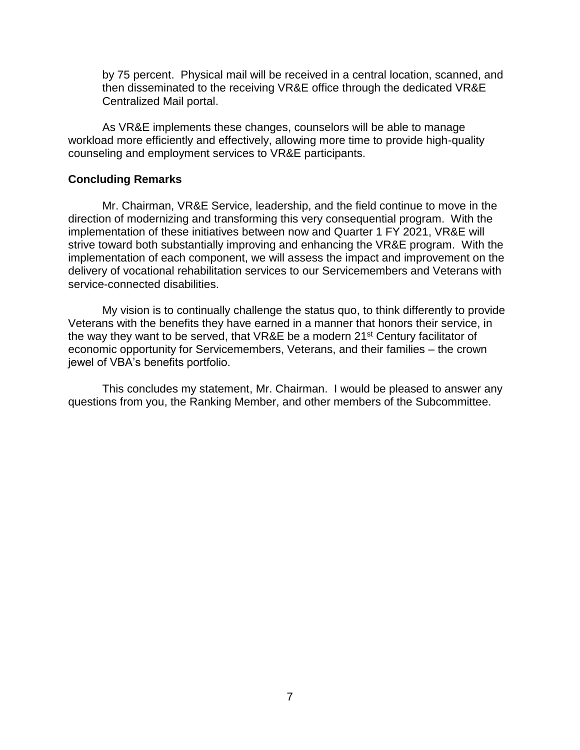by 75 percent. Physical mail will be received in a central location, scanned, and then disseminated to the receiving VR&E office through the dedicated VR&E Centralized Mail portal.

As VR&E implements these changes, counselors will be able to manage workload more efficiently and effectively, allowing more time to provide high-quality counseling and employment services to VR&E participants.

**Concluding Remarks**

Mr. Chairman, VR&E Service, leadership, and the field continue to move in the direction of modernizing and transforming this very consequential program. With the implementation of these initiatives between now and Quarter 1 FY 2021, VR&E will strive toward both substantially improving and enhancing the VR&E program. With the implementation of each component, we will assess the impact and improvement on the delivery of vocational rehabilitation services to our Servicemembers and Veterans with service-connected disabilities.

My vision is to continually challenge the status quo, to think differently to provide Veterans with the benefits they have earned in a manner that honors their service, in the way they want to be served, that VR&E be a modern 21st Century facilitator of economic opportunity for Servicemembers, Veterans, and their families – the crown jewel of VBA's benefits portfolio.

This concludes my statement, Mr. Chairman. I would be pleased to answer any questions from you, the Ranking Member, and other members of the Subcommittee.